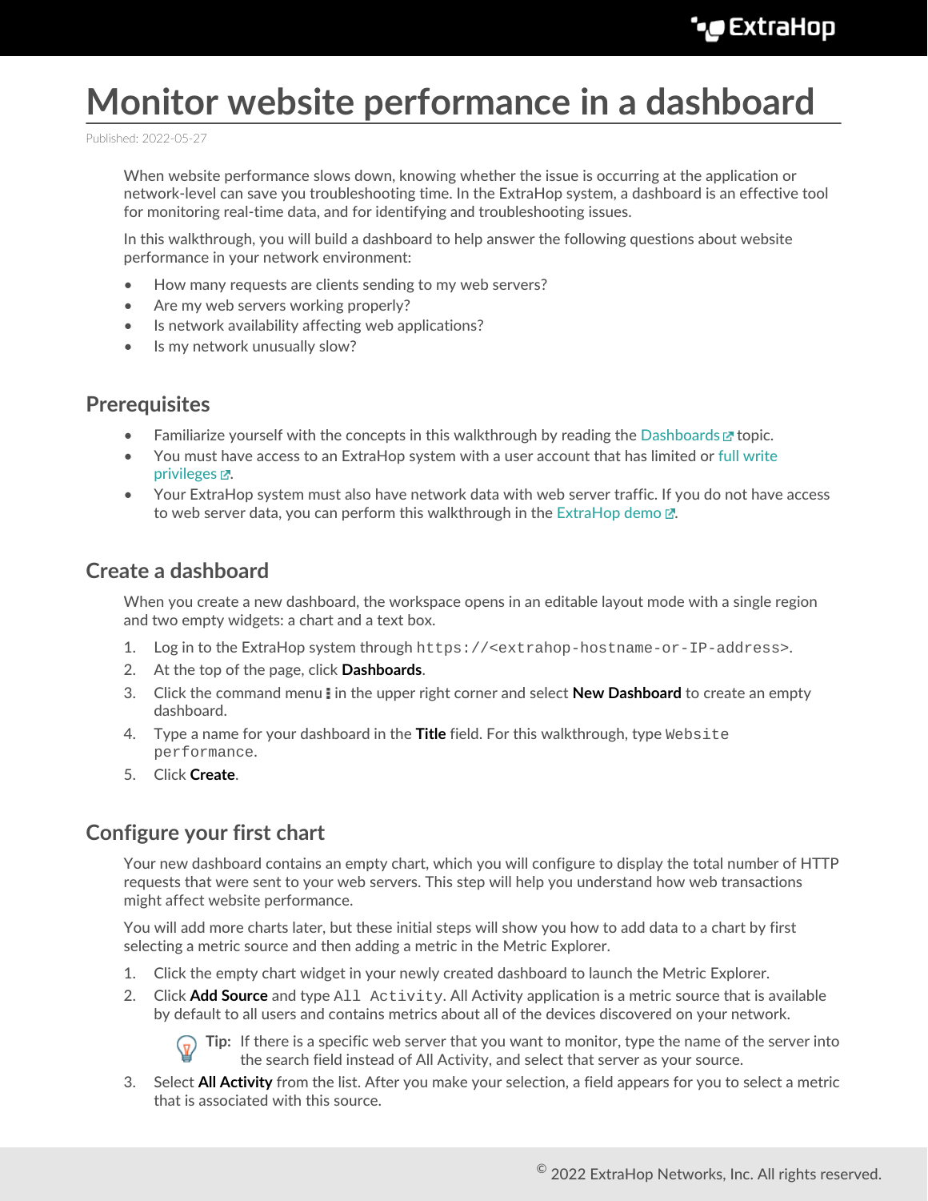# Monitor website performance in a dashboard

Published: 2022-05-27

When website performance slows down, knowing whether the issue is occurring at the application or network-level can save you troubleshooting time. In the ExtraHop system, a dashboard is an effective tool for monitoring real-time data, and for identifying and troubleshooting issues.

In this walkthrough, you will build a dashboard to help answer the following questions about website performance in your network environment:

- How many requests are clients sending to my web servers?
- Are my web servers working properly?
- Is network availability affecting web applications?
- Is my network unusually slow?

## Prerequisites

- Familiarize yourself with the concepts in this walkthrough by reading the Dashboards topic.
- You must have access to an ExtraHop system with a user account that has limited or full write privileges.
- Your ExtraHop system must also have network data with web server traffic. If you do not have access to web server data, you can perform this walkthrough in the ExtraHop demo.

## Create a dashboard

When you create a new dashboard, the workspace opens in an editable layout mode with a single region and two empty widgets: a chart and a text box.

1. Log in to the ExtraHop system through `https://<extrahop-hostname-or-IP-address>`.
2. At the top of the page, click **Dashboards**.
3. Click the command menu ⋮ in the upper right corner and select **New Dashboard** to create an empty dashboard.
4. Type a name for your dashboard in the **Title** field. For this walkthrough, type `Website performance`.
5. Click **Create**.

## Configure your first chart

Your new dashboard contains an empty chart, which you will configure to display the total number of HTTP requests that were sent to your web servers. This step will help you understand how web transactions might affect website performance.

You will add more charts later, but these initial steps will show you how to add data to a chart by first selecting a metric source and then adding a metric in the Metric Explorer.

1. Click the empty chart widget in your newly created dashboard to launch the Metric Explorer.
2. Click **Add Source** and type `All Activity`. All Activity application is a metric source that is available by default to all users and contains metrics about all of the devices discovered on your network.

   **Tip:** If there is a specific web server that you want to monitor, type the name of the server into the search field instead of All Activity, and select that server as your source.
3. Select **All Activity** from the list. After you make your selection, a field appears for you to select a metric that is associated with this source.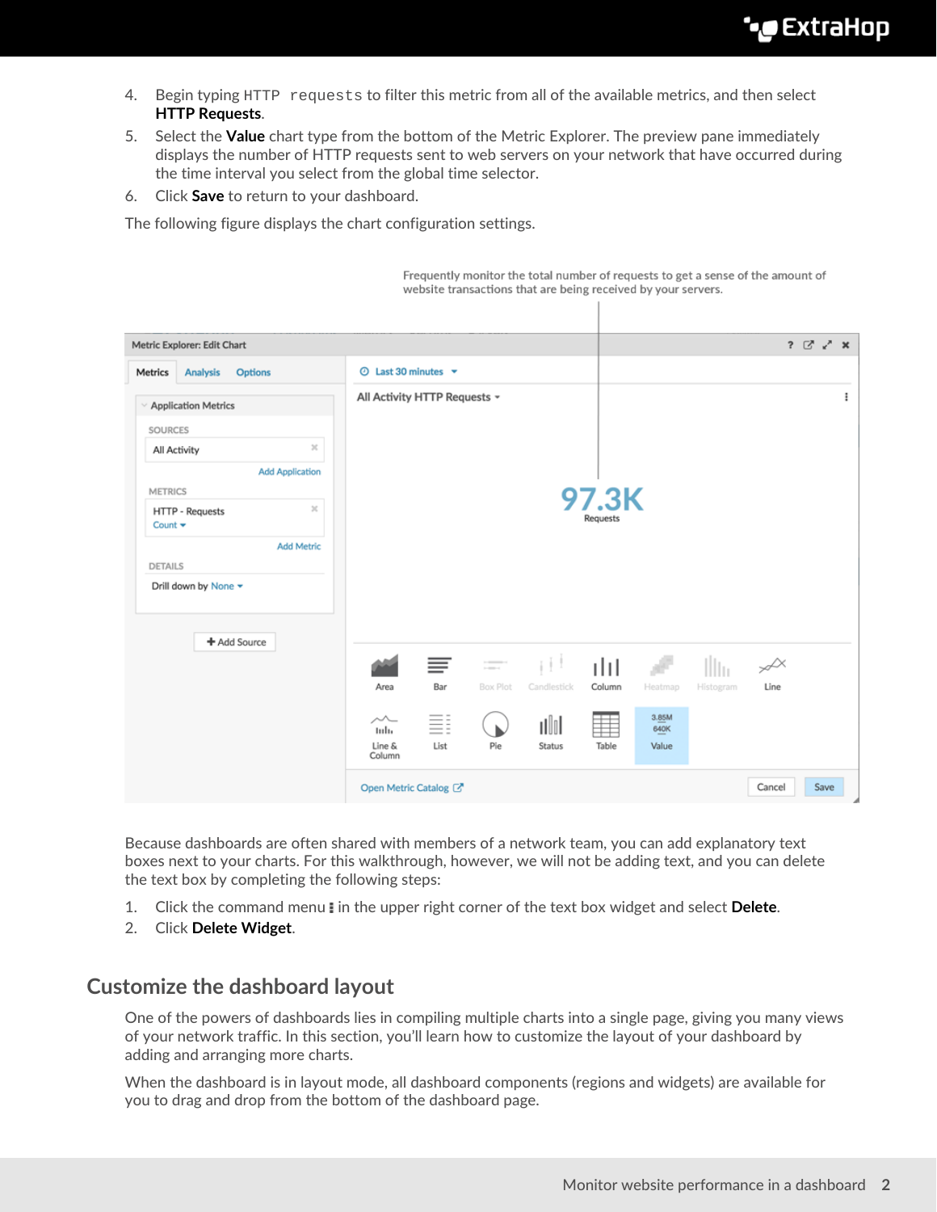4. Begin typing `HTTP requests` to filter this metric from all of the available metrics, and then select **HTTP Requests**.
5. Select the **Value** chart type from the bottom of the Metric Explorer. The preview pane immediately displays the number of HTTP requests sent to web servers on your network that have occurred during the time interval you select from the global time selector.
6. Click **Save** to return to your dashboard.

The following figure displays the chart configuration settings.

Frequently monitor the total number of requests to get a sense of the amount of website transactions that are being received by your servers.

Because dashboards are often shared with members of a network team, you can add explanatory text boxes next to your charts. For this walkthrough, however, we will not be adding text, and you can delete the text box by completing the following steps:

1. Click the command menu ⋮ in the upper right corner of the text box widget and select **Delete**.
2. Click **Delete Widget**.

## Customize the dashboard layout

One of the powers of dashboards lies in compiling multiple charts into a single page, giving you many views of your network traffic. In this section, you'll learn how to customize the layout of your dashboard by adding and arranging more charts.

When the dashboard is in layout mode, all dashboard components (regions and widgets) are available for you to drag and drop from the bottom of the dashboard page.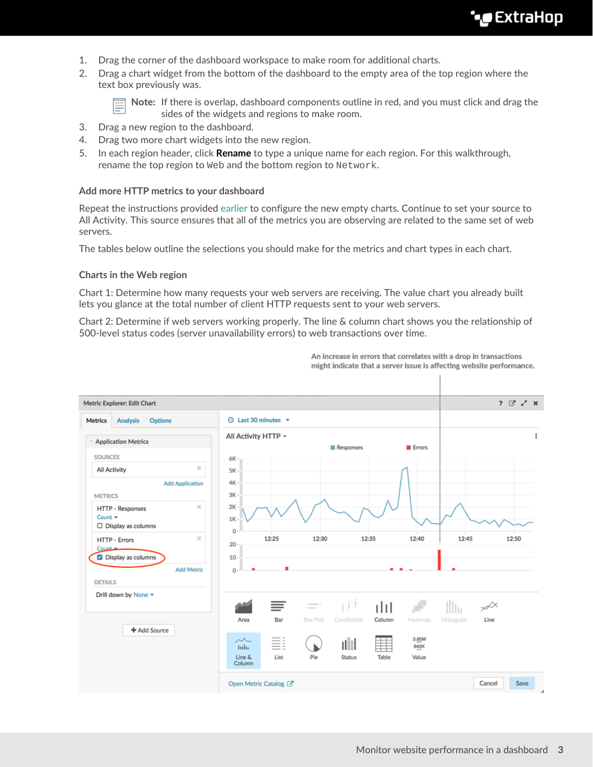1. Drag the corner of the dashboard workspace to make room for additional charts.
2. Drag a chart widget from the bottom of the dashboard to the empty area of the top region where the text box previously was.

   **Note:** If there is overlap, dashboard components outline in red, and you must click and drag the sides of the widgets and regions to make room.
3. Drag a new region to the dashboard.
4. Drag two more chart widgets into the new region.
5. In each region header, click **Rename** to type a unique name for each region. For this walkthrough, rename the top region to `Web` and the bottom region to `Network`.

### Add more HTTP metrics to your dashboard

Repeat the instructions provided earlier to configure the new empty charts. Continue to set your source to All Activity. This source ensures that all of the metrics you are observing are related to the same set of web servers.

The tables below outline the selections you should make for the metrics and chart types in each chart.

### Charts in the Web region

Chart 1: Determine how many requests your web servers are receiving. The value chart you already built lets you glance at the total number of client HTTP requests sent to your web servers.

Chart 2: Determine if web servers working properly. The line & column chart shows you the relationship of 500-level status codes (server unavailability errors) to web transactions over time.

An increase in errors that correlates with a drop in transactions might indicate that a server issue is affecting website performance.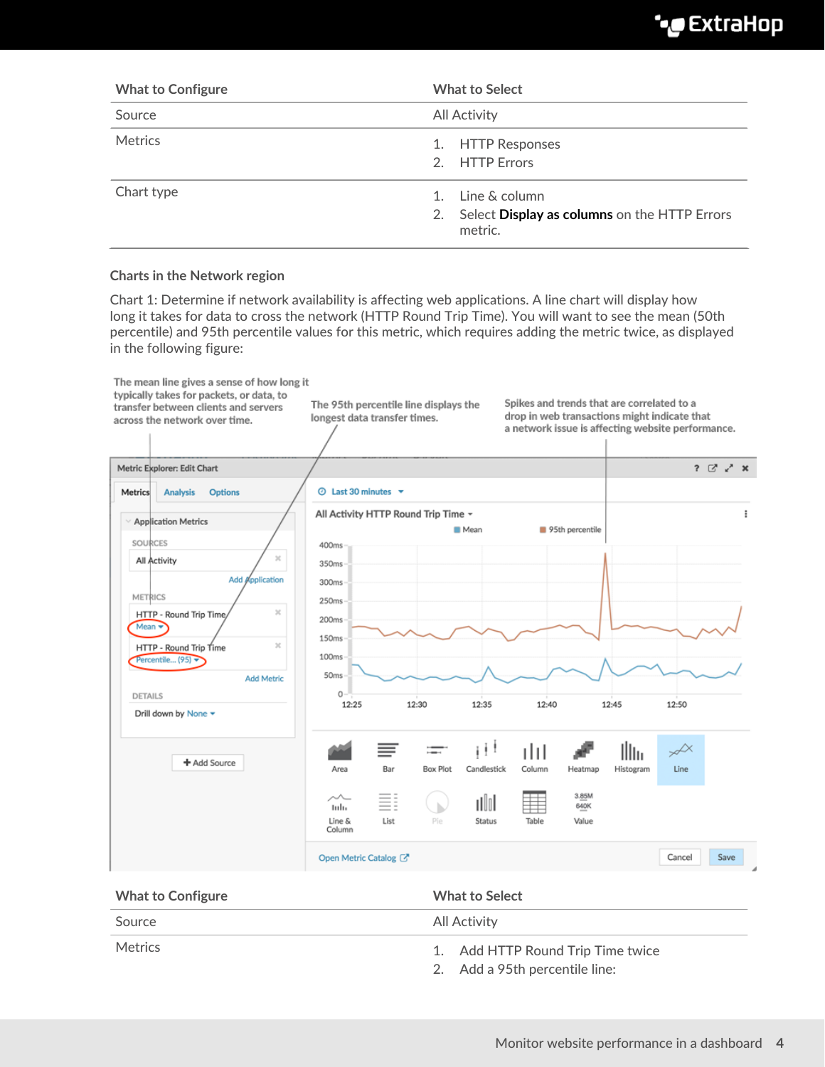| What to Configure | What to Select |
| --- | --- |
| Source | All Activity |
| Metrics | 1. HTTP Responses<br>2. HTTP Errors |
| Chart type | 1. Line & column<br>2. Select **Display as columns** on the HTTP Errors metric. |

### Charts in the Network region

Chart 1: Determine if network availability is affecting web applications. A line chart will display how long it takes for data to cross the network (HTTP Round Trip Time). You will want to see the mean (50th percentile) and 95th percentile values for this metric, which requires adding the metric twice, as displayed in the following figure:

The mean line gives a sense of how long it typically takes for packets, or data, to transfer between clients and servers across the network over time.

The 95th percentile line displays the longest data transfer times.

Spikes and trends that are correlated to a drop in web transactions might indicate that a network issue is affecting website performance.

| What to Configure | What to Select |
| --- | --- |
| Source | All Activity |
| Metrics | 1. Add HTTP Round Trip Time twice<br>2. Add a 95th percentile line: |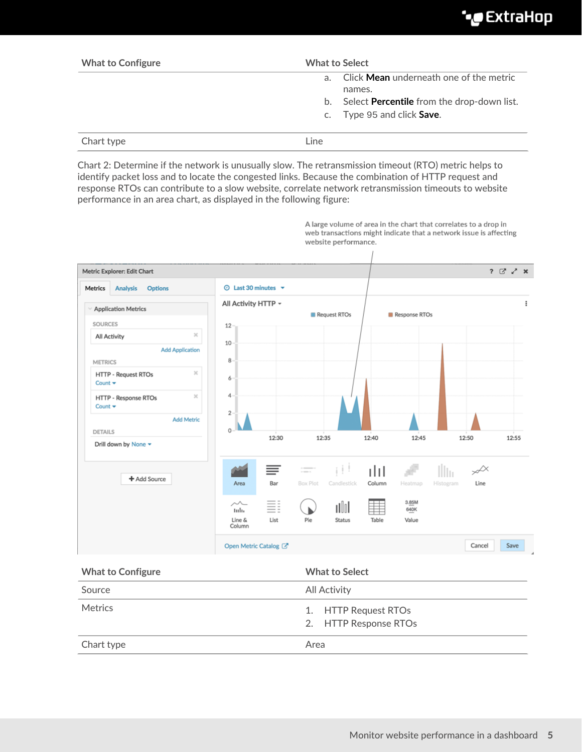| What to Configure | What to Select |
| --- | --- |
| | a. Click **Mean** underneath one of the metric names.<br>b. Select **Percentile** from the drop-down list.<br>c. Type 95 and click **Save**. |
| Chart type | Line |

Chart 2: Determine if the network is unusually slow. The retransmission timeout (RTO) metric helps to identify packet loss and to locate the congested links. Because the combination of HTTP request and response RTOs can contribute to a slow website, correlate network retransmission timeouts to website performance in an area chart, as displayed in the following figure:

A large volume of area in the chart that correlates to a drop in web transactions might indicate that a network issue is affecting website performance.

| What to Configure | What to Select |
| --- | --- |
| Source | All Activity |
| Metrics | 1. HTTP Request RTOs<br>2. HTTP Response RTOs |
| Chart type | Area |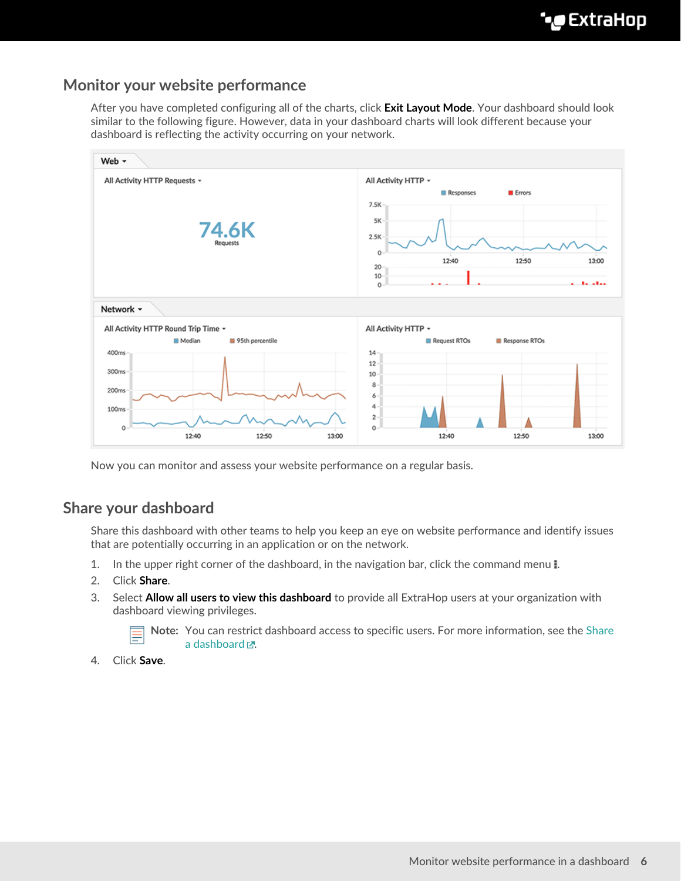## Monitor your website performance

After you have completed configuring all of the charts, click **Exit Layout Mode**. Your dashboard should look similar to the following figure. However, data in your dashboard charts will look different because your dashboard is reflecting the activity occurring on your network.

Web
All Activity HTTP Requests
74.6K
Requests
All Activity HTTP
Responses
Errors
7.5K
5K
2.5K
0
12:40
12:50
13:00
20
10
0
Network
All Activity HTTP Round Trip Time
Median
95th percentile
400ms
300ms
200ms
100ms
0
12:40
12:50
13:00
All Activity HTTP
Request RTOs
Response RTOs
14
12
10
8
6
4
2
0
12:40
12:50
13:00

Now you can monitor and assess your website performance on a regular basis.

## Share your dashboard

Share this dashboard with other teams to help you keep an eye on website performance and identify issues that are potentially occurring in an application or on the network.

1. In the upper right corner of the dashboard, in the navigation bar, click the command menu ⋮.
2. Click **Share**.
3. Select **Allow all users to view this dashboard** to provide all ExtraHop users at your organization with dashboard viewing privileges.

   **Note:** You can restrict dashboard access to specific users. For more information, see the Share a dashboard.

4. Click **Save**.